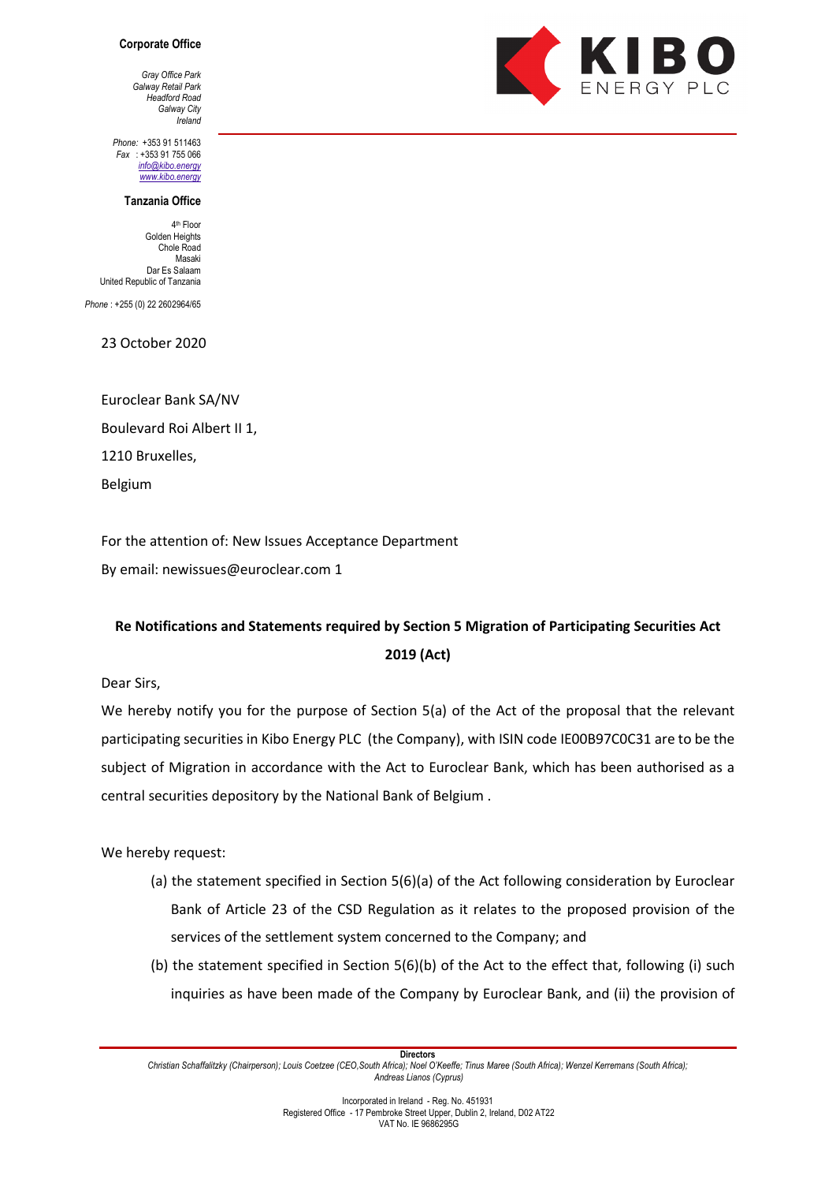**Corporate Office**

*Gray Office Park*
*Galway Retail Park*
*Headford Road*
*Galway City*
*Ireland*

*Phone:* +353 91 511463
*Fax* : +353 91 755 066
*info@kibo.energy*
*www.kibo.energy*

**Tanzania Office**

4th Floor
Golden Heights
Chole Road
Masaki
Dar Es Salaam
United Republic of Tanzania

*Phone* : +255 (0) 22 2602964/65

KIBO ENERGY PLC

23 October 2020

Euroclear Bank SA/NV

Boulevard Roi Albert II 1,

1210 Bruxelles,

Belgium

For the attention of: New Issues Acceptance Department

By email: newissues@euroclear.com 1

**Re Notifications and Statements required by Section 5 Migration of Participating Securities Act 2019 (Act)**

Dear Sirs,

We hereby notify you for the purpose of Section 5(a) of the Act of the proposal that the relevant participating securities in Kibo Energy PLC (the Company), with ISIN code IE00B97C0C31 are to be the subject of Migration in accordance with the Act to Euroclear Bank, which has been authorised as a central securities depository by the National Bank of Belgium .

We hereby request:

(a) the statement specified in Section 5(6)(a) of the Act following consideration by Euroclear Bank of Article 23 of the CSD Regulation as it relates to the proposed provision of the services of the settlement system concerned to the Company; and

(b) the statement specified in Section 5(6)(b) of the Act to the effect that, following (i) such inquiries as have been made of the Company by Euroclear Bank, and (ii) the provision of

**Directors**
*Christian Schaffalitzky (Chairperson); Louis Coetzee (CEO,South Africa); Noel O'Keeffe; Tinus Maree (South Africa); Wenzel Kerremans (South Africa); Andreas Lianos (Cyprus)*

Incorporated in Ireland - Reg. No. 451931
Registered Office - 17 Pembroke Street Upper, Dublin 2, Ireland, D02 AT22
VAT No. IE 9686295G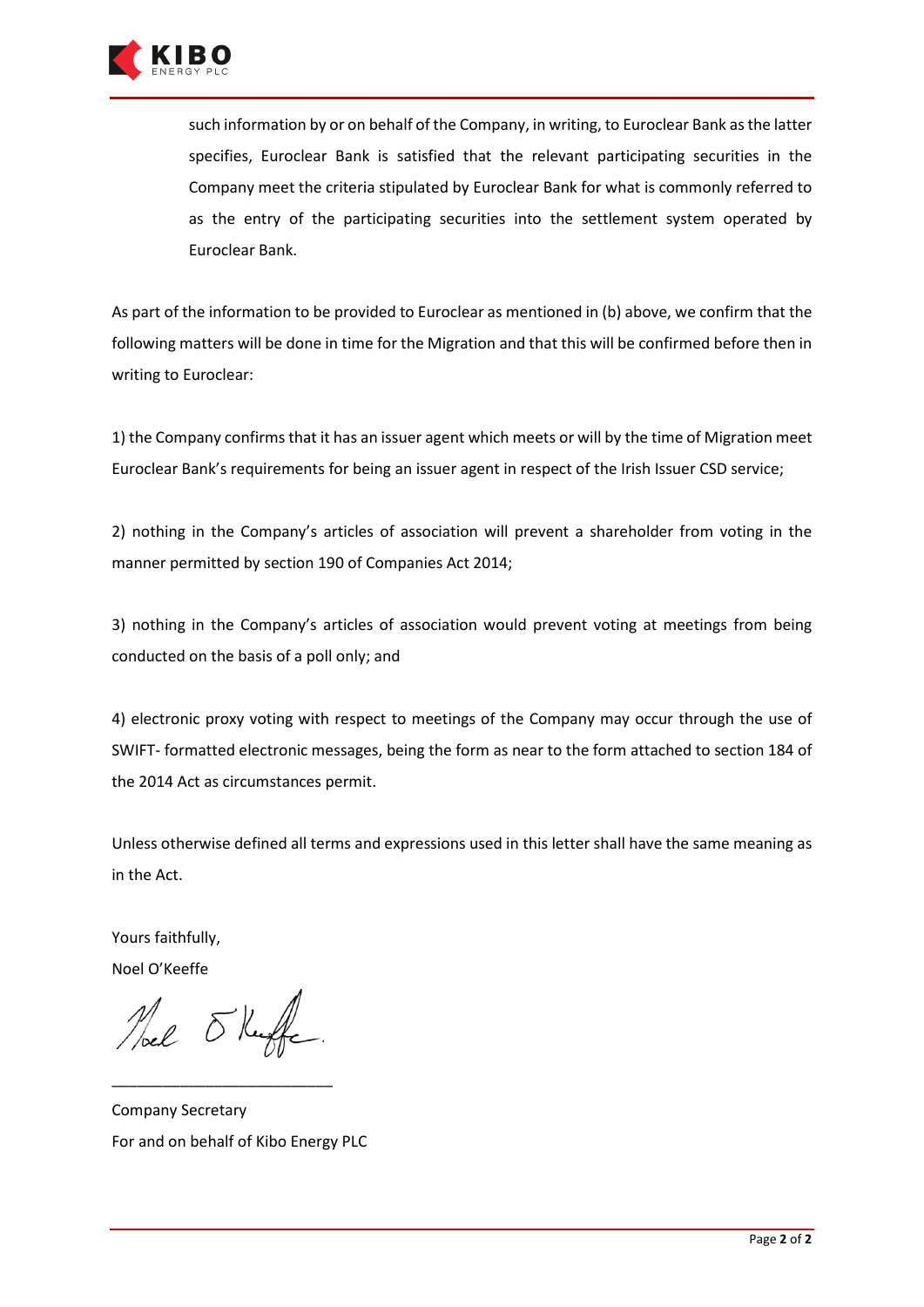such information by or on behalf of the Company, in writing, to Euroclear Bank as the latter specifies, Euroclear Bank is satisfied that the relevant participating securities in the Company meet the criteria stipulated by Euroclear Bank for what is commonly referred to as the entry of the participating securities into the settlement system operated by Euroclear Bank.

As part of the information to be provided to Euroclear as mentioned in (b) above, we confirm that the following matters will be done in time for the Migration and that this will be confirmed before then in writing to Euroclear:

1) the Company confirms that it has an issuer agent which meets or will by the time of Migration meet Euroclear Bank's requirements for being an issuer agent in respect of the Irish Issuer CSD service;

2) nothing in the Company's articles of association will prevent a shareholder from voting in the manner permitted by section 190 of Companies Act 2014;

3) nothing in the Company's articles of association would prevent voting at meetings from being conducted on the basis of a poll only; and

4) electronic proxy voting with respect to meetings of the Company may occur through the use of SWIFT- formatted electronic messages, being the form as near to the form attached to section 184 of the 2014 Act as circumstances permit.

Unless otherwise defined all terms and expressions used in this letter shall have the same meaning as in the Act.

Yours faithfully,  
Noel O'Keeffe

\_\_\_\_\_\_\_\_\_\_\_\_\_\_\_\_\_\_\_\_\_\_\_\_\_\_\_

Company Secretary  
For and on behalf of Kibo Energy PLC